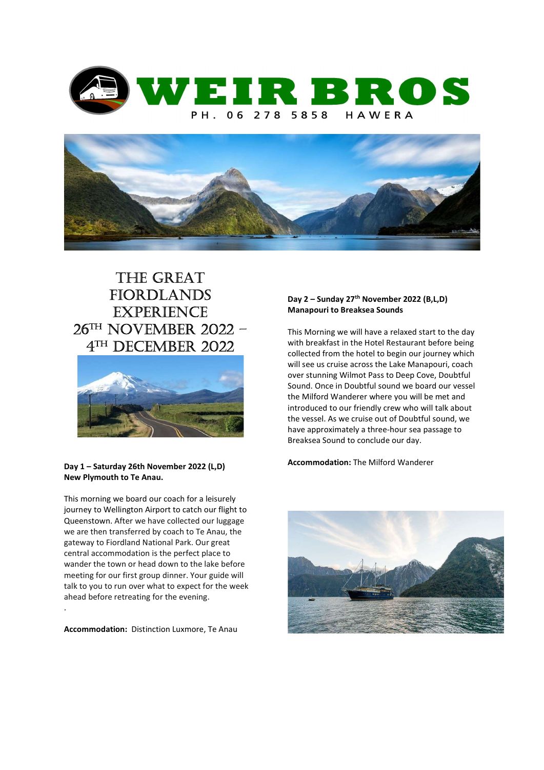# WEIR BROS

PH. 06 278 5858 HAWERA

## THE GREAT FIORDLANDS EXPERIENCE
## 26TH NOVEMBER 2022 – 4TH DECEMBER 2022

**Day 1 – Saturday 26th November 2022 (L,D)**
**New Plymouth to Te Anau.**

This morning we board our coach for a leisurely journey to Wellington Airport to catch our flight to Queenstown. After we have collected our luggage we are then transferred by coach to Te Anau, the gateway to Fiordland National Park. Our great central accommodation is the perfect place to wander the town or head down to the lake before meeting for our first group dinner. Your guide will talk to you to run over what to expect for the week ahead before retreating for the evening.

.

**Accommodation:** Distinction Luxmore, Te Anau

**Day 2 – Sunday 27th November 2022 (B,L,D)**
**Manapouri to Breaksea Sounds**

This Morning we will have a relaxed start to the day with breakfast in the Hotel Restaurant before being collected from the hotel to begin our journey which will see us cruise across the Lake Manapouri, coach over stunning Wilmot Pass to Deep Cove, Doubtful Sound. Once in Doubtful sound we board our vessel the Milford Wanderer where you will be met and introduced to our friendly crew who will talk about the vessel. As we cruise out of Doubtful sound, we have approximately a three-hour sea passage to Breaksea Sound to conclude our day.

**Accommodation:** The Milford Wanderer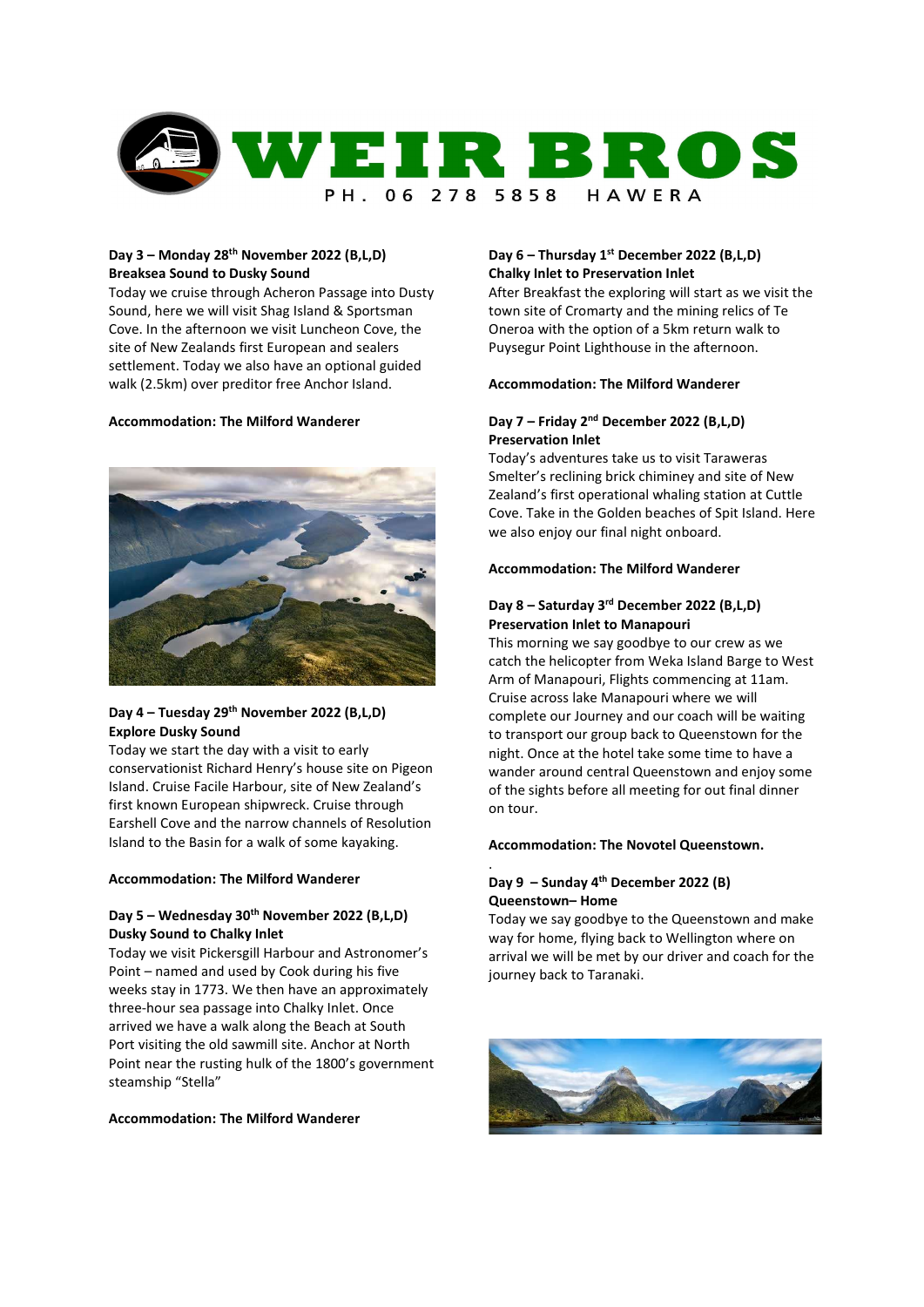**Day 3 – Monday 28th November 2022 (B,L,D)**
**Breaksea Sound to Dusky Sound**

Today we cruise through Acheron Passage into Dusty Sound, here we will visit Shag Island & Sportsman Cove. In the afternoon we visit Luncheon Cove, the site of New Zealands first European and sealers settlement. Today we also have an optional guided walk (2.5km) over preditor free Anchor Island.

**Accommodation: The Milford Wanderer**

**Day 4 – Tuesday 29th November 2022 (B,L,D)**
**Explore Dusky Sound**

Today we start the day with a visit to early conservationist Richard Henry's house site on Pigeon Island. Cruise Facile Harbour, site of New Zealand's first known European shipwreck. Cruise through Earshell Cove and the narrow channels of Resolution Island to the Basin for a walk of some kayaking.

**Accommodation: The Milford Wanderer**

**Day 5 – Wednesday 30th November 2022 (B,L,D)**
**Dusky Sound to Chalky Inlet**

Today we visit Pickersgill Harbour and Astronomer's Point – named and used by Cook during his five weeks stay in 1773. We then have an approximately three-hour sea passage into Chalky Inlet. Once arrived we have a walk along the Beach at South Port visiting the old sawmill site. Anchor at North Point near the rusting hulk of the 1800's government steamship "Stella"

**Accommodation: The Milford Wanderer**

**Day 6 – Thursday 1st December 2022 (B,L,D)**
**Chalky Inlet to Preservation Inlet**

After Breakfast the exploring will start as we visit the town site of Cromarty and the mining relics of Te Oneroa with the option of a 5km return walk to Puysegur Point Lighthouse in the afternoon.

**Accommodation: The Milford Wanderer**

**Day 7 – Friday 2nd December 2022 (B,L,D)**
**Preservation Inlet**

Today's adventures take us to visit Taraweras Smelter's reclining brick chiminey and site of New Zealand's first operational whaling station at Cuttle Cove. Take in the Golden beaches of Spit Island. Here we also enjoy our final night onboard.

**Accommodation: The Milford Wanderer**

**Day 8 – Saturday 3rd December 2022 (B,L,D)**
**Preservation Inlet to Manapouri**

This morning we say goodbye to our crew as we catch the helicopter from Weka Island Barge to West Arm of Manapouri, Flights commencing at 11am. Cruise across lake Manapouri where we will complete our Journey and our coach will be waiting to transport our group back to Queenstown for the night. Once at the hotel take some time to have a wander around central Queenstown and enjoy some of the sights before all meeting for out final dinner on tour.

**Accommodation: The Novotel Queenstown.**

**Day 9 – Sunday 4th December 2022 (B)**
**Queenstown– Home**

Today we say goodbye to the Queenstown and make way for home, flying back to Wellington where on arrival we will be met by our driver and coach for the journey back to Taranaki.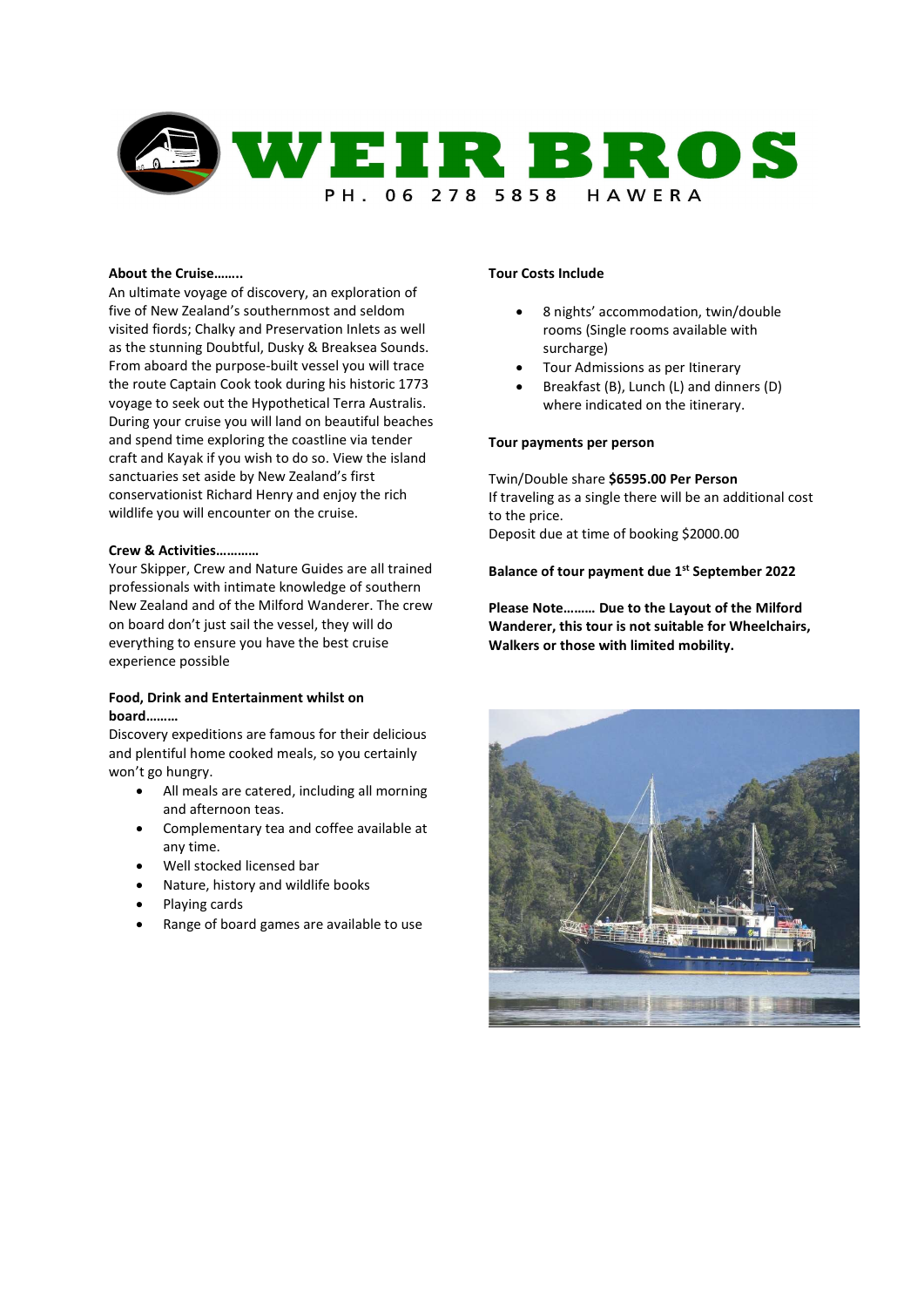# WEIR BROS

PH. 06 278 5858 HAWERA

**About the Cruise……..**

An ultimate voyage of discovery, an exploration of five of New Zealand's southernmost and seldom visited fiords; Chalky and Preservation Inlets as well as the stunning Doubtful, Dusky & Breaksea Sounds. From aboard the purpose-built vessel you will trace the route Captain Cook took during his historic 1773 voyage to seek out the Hypothetical Terra Australis. During your cruise you will land on beautiful beaches and spend time exploring the coastline via tender craft and Kayak if you wish to do so. View the island sanctuaries set aside by New Zealand's first conservationist Richard Henry and enjoy the rich wildlife you will encounter on the cruise.

**Crew & Activities…………**

Your Skipper, Crew and Nature Guides are all trained professionals with intimate knowledge of southern New Zealand and of the Milford Wanderer. The crew on board don't just sail the vessel, they will do everything to ensure you have the best cruise experience possible

**Food, Drink and Entertainment whilst on board………**

Discovery expeditions are famous for their delicious and plentiful home cooked meals, so you certainly won't go hungry.

- All meals are catered, including all morning and afternoon teas.
- Complementary tea and coffee available at any time.
- Well stocked licensed bar
- Nature, history and wildlife books
- Playing cards
- Range of board games are available to use

**Tour Costs Include**

- 8 nights' accommodation, twin/double rooms (Single rooms available with surcharge)
- Tour Admissions as per Itinerary
- Breakfast (B), Lunch (L) and dinners (D) where indicated on the itinerary.

**Tour payments per person**

Twin/Double share **$6595.00 Per Person**
If traveling as a single there will be an additional cost to the price.
Deposit due at time of booking $2000.00

**Balance of tour payment due 1st September 2022**

**Please Note……… Due to the Layout of the Milford Wanderer, this tour is not suitable for Wheelchairs, Walkers or those with limited mobility.**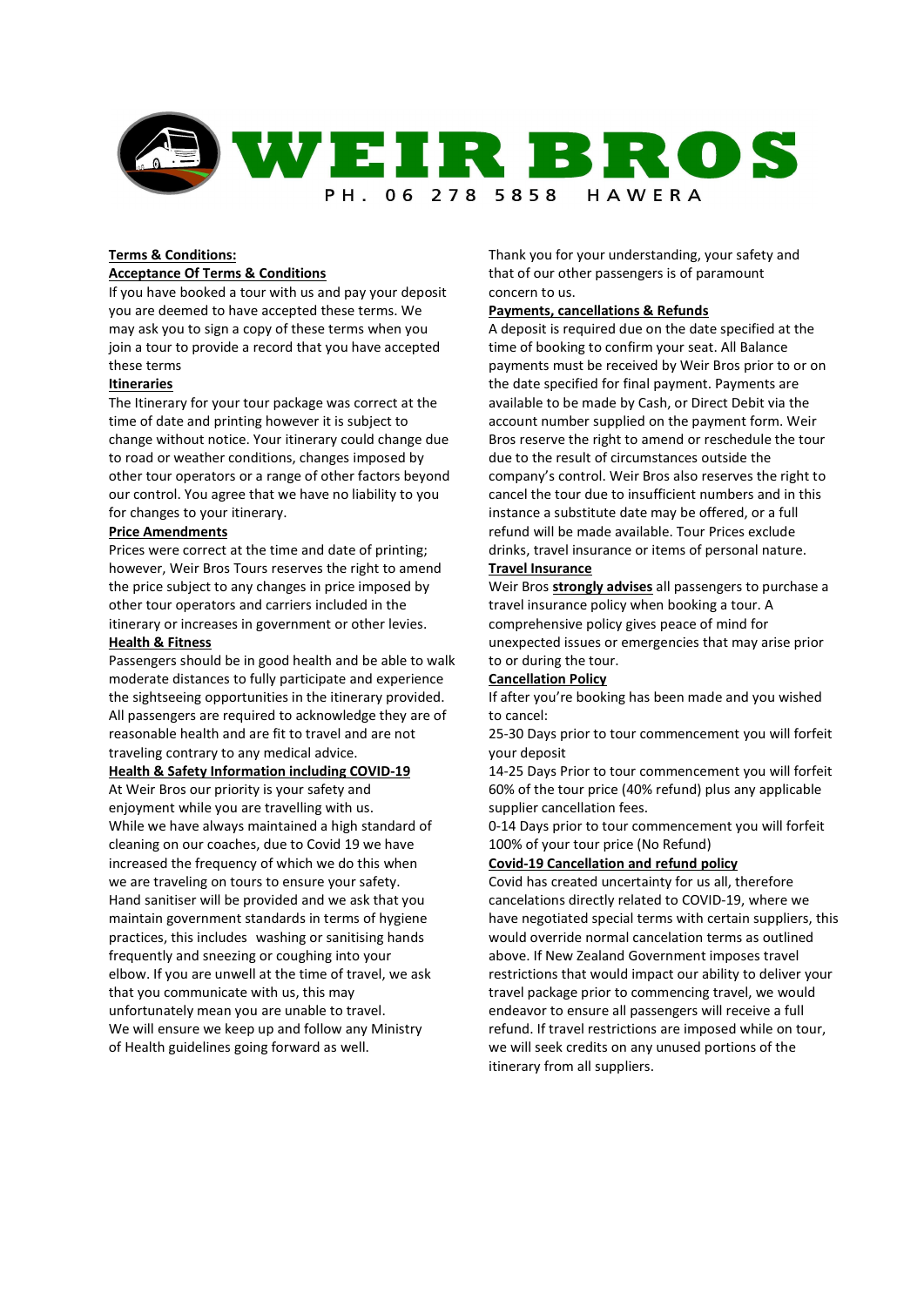# WEIR BROS

PH. 06 278 5858 HAWERA

**Terms & Conditions:**

**Acceptance Of Terms & Conditions**

If you have booked a tour with us and pay your deposit you are deemed to have accepted these terms. We may ask you to sign a copy of these terms when you join a tour to provide a record that you have accepted these terms

**Itineraries**

The Itinerary for your tour package was correct at the time of date and printing however it is subject to change without notice. Your itinerary could change due to road or weather conditions, changes imposed by other tour operators or a range of other factors beyond our control. You agree that we have no liability to you for changes to your itinerary.

**Price Amendments**

Prices were correct at the time and date of printing; however, Weir Bros Tours reserves the right to amend the price subject to any changes in price imposed by other tour operators and carriers included in the itinerary or increases in government or other levies.

**Health & Fitness**

Passengers should be in good health and be able to walk moderate distances to fully participate and experience the sightseeing opportunities in the itinerary provided. All passengers are required to acknowledge they are of reasonable health and are fit to travel and are not traveling contrary to any medical advice.

**Health & Safety Information including COVID-19**

At Weir Bros our priority is your safety and enjoyment while you are travelling with us.
While we have always maintained a high standard of cleaning on our coaches, due to Covid 19 we have increased the frequency of which we do this when we are traveling on tours to ensure your safety. Hand sanitiser will be provided and we ask that you maintain government standards in terms of hygiene practices, this includes washing or sanitising hands frequently and sneezing or coughing into your elbow. If you are unwell at the time of travel, we ask that you communicate with us, this may unfortunately mean you are unable to travel.
We will ensure we keep up and follow any Ministry of Health guidelines going forward as well.

Thank you for your understanding, your safety and that of our other passengers is of paramount concern to us.

**Payments, cancellations & Refunds**

A deposit is required due on the date specified at the time of booking to confirm your seat. All Balance payments must be received by Weir Bros prior to or on the date specified for final payment. Payments are available to be made by Cash, or Direct Debit via the account number supplied on the payment form. Weir Bros reserve the right to amend or reschedule the tour due to the result of circumstances outside the company's control. Weir Bros also reserves the right to cancel the tour due to insufficient numbers and in this instance a substitute date may be offered, or a full refund will be made available. Tour Prices exclude drinks, travel insurance or items of personal nature.

**Travel Insurance**

Weir Bros **strongly advises** all passengers to purchase a travel insurance policy when booking a tour. A comprehensive policy gives peace of mind for unexpected issues or emergencies that may arise prior to or during the tour.

**Cancellation Policy**

If after you're booking has been made and you wished to cancel:

25-30 Days prior to tour commencement you will forfeit your deposit

14-25 Days Prior to tour commencement you will forfeit 60% of the tour price (40% refund) plus any applicable supplier cancellation fees.

0-14 Days prior to tour commencement you will forfeit 100% of your tour price (No Refund)

**Covid-19 Cancellation and refund policy**

Covid has created uncertainty for us all, therefore cancelations directly related to COVID-19, where we have negotiated special terms with certain suppliers, this would override normal cancelation terms as outlined above. If New Zealand Government imposes travel restrictions that would impact our ability to deliver your travel package prior to commencing travel, we would endeavor to ensure all passengers will receive a full refund. If travel restrictions are imposed while on tour, we will seek credits on any unused portions of the itinerary from all suppliers.